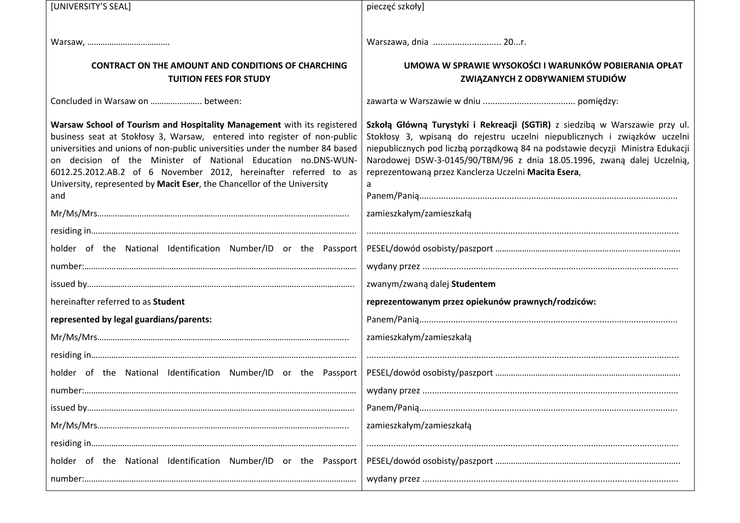| [UNIVERSITY'S SEAL] | pieczęć szkoły] |
|---|---|
| Warsaw, ……………………………… | Warszawa, dnia ……………………… 20...r. |
| **CONTRACT ON THE AMOUNT AND CONDITIONS OF CHARCHING TUITION FEES FOR STUDY** | **UMOWA W SPRAWIE WYSOKOŚCI I WARUNKÓW POBIERANIA OPŁAT ZWIĄZANYCH Z ODBYWANIEM STUDIÓW** |
| Concluded in Warsaw on ………………….. between: | zawarta w Warszawie w dniu ………………………………. pomiędzy: |
| **Warsaw School of Tourism and Hospitality Management** with its registered business seat at Stokłosy 3, Warsaw, entered into register of non-public universities and unions of non-public universities under the number 84 based on decision of the Minister of National Education no.DNS-WUN-6012.25.2012.AB.2 of 6 November 2012, hereinafter referred to as University, represented by **Macit Eser**, the Chancellor of the University and | **Szkołą Główną Turystyki i Rekreacji (SGTiR)** z siedzibą w Warszawie przy ul. Stokłosy 3, wpisaną do rejestru uczelni niepublicznych i związków uczelni niepublicznych pod liczbą porządkową 84 na podstawie decyzji Ministra Edukacji Narodowej DSW-3-0145/90/TBM/96 z dnia 18.05.1996, zwaną dalej Uczelnią, reprezentowaną przez Kanclerza Uczelni **Macita Esera**, a Panem/Panią………………………………………………………………………………………… |
| Mr/Ms/Mrs………………………………………………………………………………………… | zamieszkałym/zamieszkałą |
| residing in…………………………………………………………………………………………… | …………………………………………………………………………………………………………… |
| holder of the National Identification Number/ID or the Passport | PESEL/dowód osobisty/paszport ………………………………………………………………… |
| number:……………………………………………………………………………………………… | wydany przez ……………………………………………………………………………………… |
| issued by……………………………………………………………………………………………… | zwanym/zwaną dalej **Studentem** |
| hereinafter referred to as **Student** | **reprezentowanym przez opiekunów prawnych/rodziców:** |
| **represented by legal guardians/parents:** | Panem/Panią………………………………………………………………………………………… |
| Mr/Ms/Mrs………………………………………………………………………………………… | zamieszkałym/zamieszkałą |
| residing in…………………………………………………………………………………………… | …………………………………………………………………………………………………………… |
| holder of the National Identification Number/ID or the Passport | PESEL/dowód osobisty/paszport ………………………………………………………………… |
| number:……………………………………………………………………………………………… | wydany przez ……………………………………………………………………………………… |
| issued by……………………………………………………………………………………………… | Panem/Panią………………………………………………………………………………………… |
| Mr/Ms/Mrs………………………………………………………………………………………… | zamieszkałym/zamieszkałą |
| residing in…………………………………………………………………………………………… | …………………………………………………………………………………………………………… |
| holder of the National Identification Number/ID or the Passport | PESEL/dowód osobisty/paszport ………………………………………………………………… |
| number:……………………………………………………………………………………………… | wydany przez ……………………………………………………………………………………… |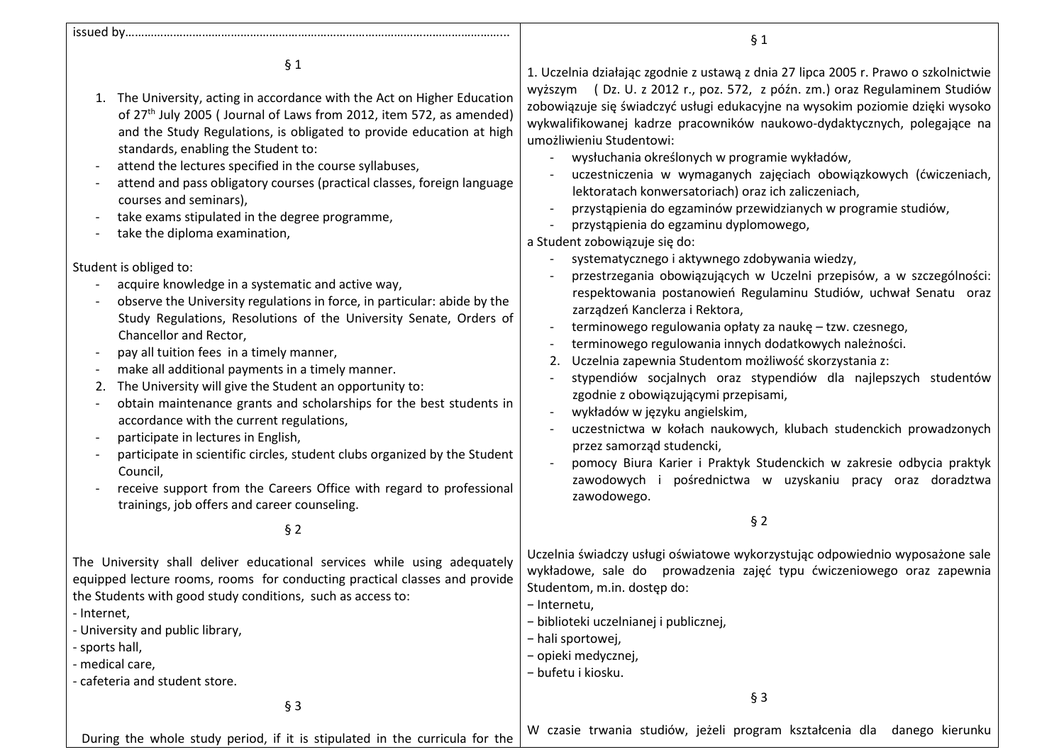issued by……………………………………………………………………………………………………..

§ 1

1. The University, acting in accordance with the Act on Higher Education of 27th July 2005 ( Journal of Laws from 2012, item 572, as amended) and the Study Regulations, is obligated to provide education at high standards, enabling the Student to:
- attend the lectures specified in the course syllabuses,
- attend and pass obligatory courses (practical classes, foreign language courses and seminars),
- take exams stipulated in the degree programme,
- take the diploma examination,

Student is obliged to:
- acquire knowledge in a systematic and active way,
- observe the University regulations in force, in particular: abide by the Study Regulations, Resolutions of the University Senate, Orders of Chancellor and Rector,
- pay all tuition fees in a timely manner,
- make all additional payments in a timely manner.

2. The University will give the Student an opportunity to:
- obtain maintenance grants and scholarships for the best students in accordance with the current regulations,
- participate in lectures in English,
- participate in scientific circles, student clubs organized by the Student Council,
- receive support from the Careers Office with regard to professional trainings, job offers and career counseling.

§ 2

The University shall deliver educational services while using adequately equipped lecture rooms, rooms for conducting practical classes and provide the Students with good study conditions, such as access to:
- Internet,
- University and public library,
- sports hall,
- medical care,
- cafeteria and student store.

§ 3

During the whole study period, if it is stipulated in the curricula for the

§ 1

1. Uczelnia działając zgodnie z ustawą z dnia 27 lipca 2005 r. Prawo o szkolnictwie wyższym ( Dz. U. z 2012 r., poz. 572, z późn. zm.) oraz Regulaminem Studiów zobowiązuje się świadczyć usługi edukacyjne na wysokim poziomie dzięki wysoko wykwalifikowanej kadrze pracowników naukowo-dydaktycznych, polegające na umożliwieniu Studentowi:
- wysłuchania określonych w programie wykładów,
- uczestniczenia w wymaganych zajęciach obowiązkowych (ćwiczeniach, lektoratach konwersatoriach) oraz ich zaliczeniach,
- przystąpienia do egzaminów przewidzianych w programie studiów,
- przystąpienia do egzaminu dyplomowego,

a Student zobowiązuje się do:
- systematycznego i aktywnego zdobywania wiedzy,
- przestrzegania obowiązujących w Uczelni przepisów, a w szczególności: respektowania postanowień Regulaminu Studiów, uchwał Senatu oraz zarządzeń Kanclerza i Rektora,
- terminowego regulowania opłaty za naukę – tzw. czesnego,
- terminowego regulowania innych dodatkowych należności.

2. Uczelnia zapewnia Studentom możliwość skorzystania z:
- stypendiów socjalnych oraz stypendiów dla najlepszych studentów zgodnie z obowiązującymi przepisami,
- wykładów w języku angielskim,
- uczestnictwa w kołach naukowych, klubach studenckich prowadzonych przez samorząd studencki,
- pomocy Biura Karier i Praktyk Studenckich w zakresie odbycia praktyk zawodowych i pośrednictwa w uzyskaniu pracy oraz doradztwa zawodowego.

§ 2

Uczelnia świadczy usługi oświatowe wykorzystując odpowiednio wyposażone sale wykładowe, sale do prowadzenia zajęć typu ćwiczeniowego oraz zapewnia Studentom, m.in. dostęp do:
− Internetu,
− biblioteki uczelnianej i publicznej,
− hali sportowej,
− opieki medycznej,
− bufetu i kiosku.

§ 3

W czasie trwania studiów, jeżeli program kształcenia dla danego kierunku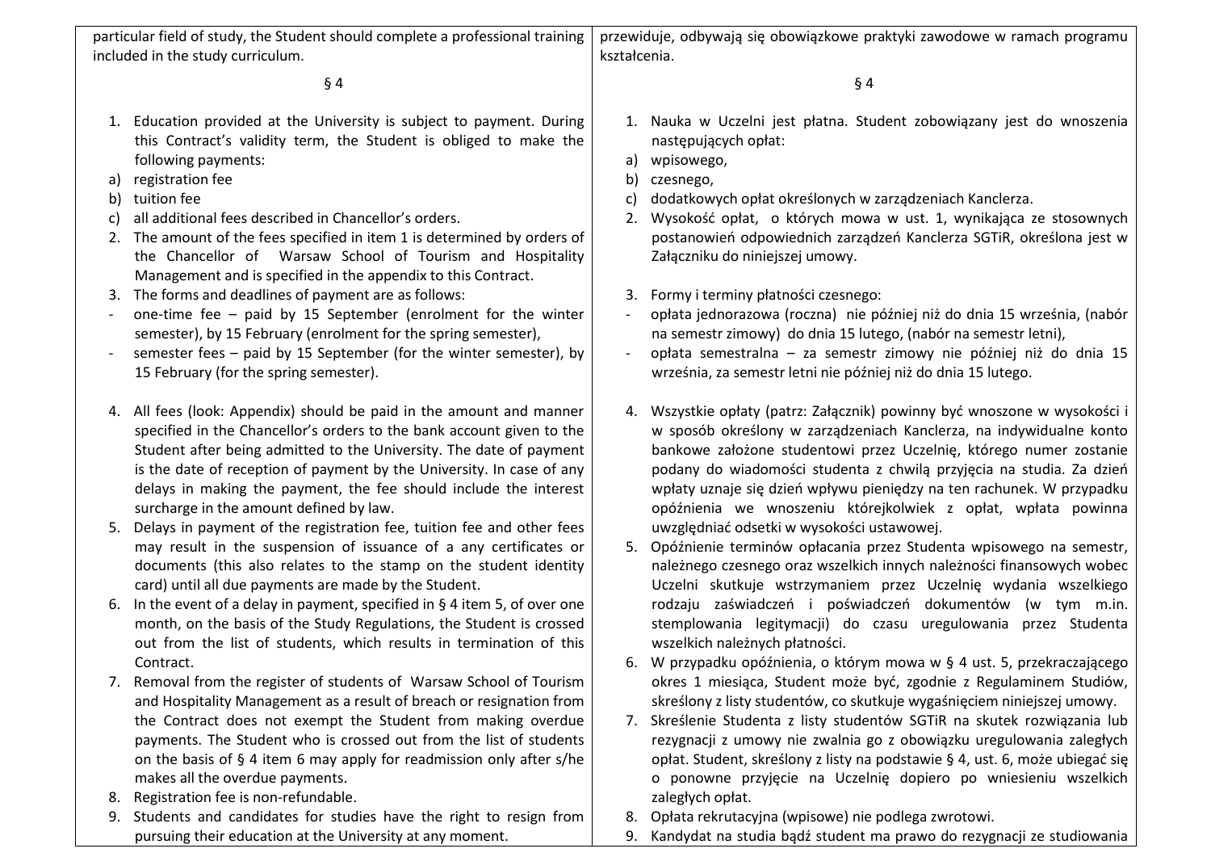particular field of study, the Student should complete a professional training included in the study curriculum.

§ 4

1. Education provided at the University is subject to payment. During this Contract's validity term, the Student is obliged to make the following payments:
   a) registration fee
   b) tuition fee
   c) all additional fees described in Chancellor's orders.
2. The amount of the fees specified in item 1 is determined by orders of the Chancellor of Warsaw School of Tourism and Hospitality Management and is specified in the appendix to this Contract.
3. The forms and deadlines of payment are as follows:
   - one-time fee – paid by 15 September (enrolment for the winter semester), by 15 February (enrolment for the spring semester),
   - semester fees – paid by 15 September (for the winter semester), by 15 February (for the spring semester).
4. All fees (look: Appendix) should be paid in the amount and manner specified in the Chancellor's orders to the bank account given to the Student after being admitted to the University. The date of payment is the date of reception of payment by the University. In case of any delays in making the payment, the fee should include the interest surcharge in the amount defined by law.
5. Delays in payment of the registration fee, tuition fee and other fees may result in the suspension of issuance of a any certificates or documents (this also relates to the stamp on the student identity card) until all due payments are made by the Student.
6. In the event of a delay in payment, specified in § 4 item 5, of over one month, on the basis of the Study Regulations, the Student is crossed out from the list of students, which results in termination of this Contract.
7. Removal from the register of students of Warsaw School of Tourism and Hospitality Management as a result of breach or resignation from the Contract does not exempt the Student from making overdue payments. The Student who is crossed out from the list of students on the basis of § 4 item 6 may apply for readmission only after s/he makes all the overdue payments.
8. Registration fee is non-refundable.
9. Students and candidates for studies have the right to resign from pursuing their education at the University at any moment.

przewiduje, odbywają się obowiązkowe praktyki zawodowe w ramach programu kształcenia.

§ 4

1. Nauka w Uczelni jest płatna. Student zobowiązany jest do wnoszenia następujących opłat:
   a) wpisowego,
   b) czesnego,
   c) dodatkowych opłat określonych w zarządzeniach Kanclerza.
2. Wysokość opłat, o których mowa w ust. 1, wynikająca ze stosownych postanowień odpowiednich zarządzeń Kanclerza SGTiR, określona jest w Załączniku do niniejszej umowy.
3. Formy i terminy płatności czesnego:
   - opłata jednorazowa (roczna) nie później niż do dnia 15 września, (nabór na semestr zimowy) do dnia 15 lutego, (nabór na semestr letni),
   - opłata semestralna – za semestr zimowy nie później niż do dnia 15 września, za semestr letni nie później niż do dnia 15 lutego.
4. Wszystkie opłaty (patrz: Załącznik) powinny być wnoszone w wysokości i w sposób określony w zarządzeniach Kanclerza, na indywidualne konto bankowe założone studentowi przez Uczelnię, którego numer zostanie podany do wiadomości studenta z chwilą przyjęcia na studia. Za dzień wpłaty uznaje się dzień wpływu pieniędzy na ten rachunek. W przypadku opóźnienia we wnoszeniu którejkolwiek z opłat, wpłata powinna uwzględniać odsetki w wysokości ustawowej.
5. Opóźnienie terminów opłacania przez Studenta wpisowego na semestr, należnego czesnego oraz wszelkich innych należności finansowych wobec Uczelni skutkuje wstrzymaniem przez Uczelnię wydania wszelkiego rodzaju zaświadczeń i poświadczeń dokumentów (w tym m.in. stemplowania legitymacji) do czasu uregulowania przez Studenta wszelkich należnych płatności.
6. W przypadku opóźnienia, o którym mowa w § 4 ust. 5, przekraczającego okres 1 miesiąca, Student może być, zgodnie z Regulaminem Studiów, skreślony z listy studentów, co skutkuje wygaśnięciem niniejszej umowy.
7. Skreślenie Studenta z listy studentów SGTiR na skutek rozwiązania lub rezygnacji z umowy nie zwalnia go z obowiązku uregulowania zaległych opłat. Student, skreślony z listy na podstawie § 4, ust. 6, może ubiegać się o ponowne przyjęcie na Uczelnię dopiero po wniesieniu wszelkich zaległych opłat.
8. Opłata rekrutacyjna (wpisowe) nie podlega zwrotowi.
9. Kandydat na studia bądź student ma prawo do rezygnacji ze studiowania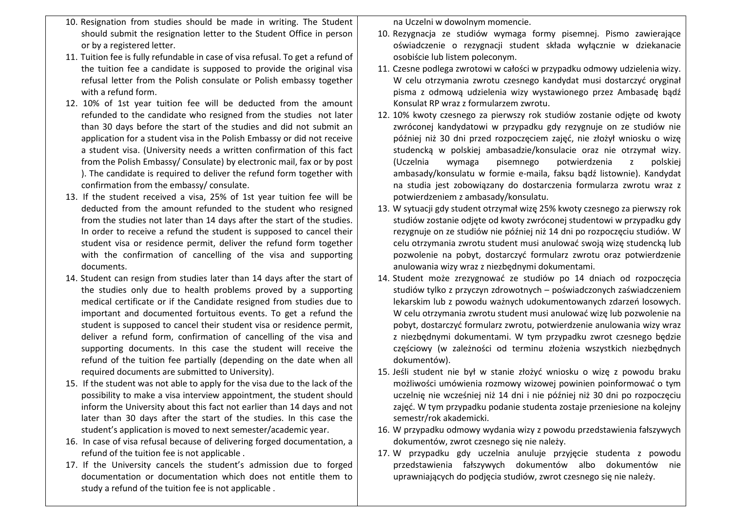10. Resignation from studies should be made in writing. The Student should submit the resignation letter to the Student Office in person or by a registered letter.
11. Tuition fee is fully refundable in case of visa refusal. To get a refund of the tuition fee a candidate is supposed to provide the original visa refusal letter from the Polish consulate or Polish embassy together with a refund form.
12. 10% of 1st year tuition fee will be deducted from the amount refunded to the candidate who resigned from the studies not later than 30 days before the start of the studies and did not submit an application for a student visa in the Polish Embassy or did not receive a student visa. (University needs a written confirmation of this fact from the Polish Embassy/ Consulate) by electronic mail, fax or by post ). The candidate is required to deliver the refund form together with confirmation from the embassy/ consulate.
13. If the student received a visa, 25% of 1st year tuition fee will be deducted from the amount refunded to the student who resigned from the studies not later than 14 days after the start of the studies. In order to receive a refund the student is supposed to cancel their student visa or residence permit, deliver the refund form together with the confirmation of cancelling of the visa and supporting documents.
14. Student can resign from studies later than 14 days after the start of the studies only due to health problems proved by a supporting medical certificate or if the Candidate resigned from studies due to important and documented fortuitous events. To get a refund the student is supposed to cancel their student visa or residence permit, deliver a refund form, confirmation of cancelling of the visa and supporting documents. In this case the student will receive the refund of the tuition fee partially (depending on the date when all required documents are submitted to University).
15. If the student was not able to apply for the visa due to the lack of the possibility to make a visa interview appointment, the student should inform the University about this fact not earlier than 14 days and not later than 30 days after the start of the studies. In this case the student's application is moved to next semester/academic year.
16. In case of visa refusal because of delivering forged documentation, a refund of the tuition fee is not applicable .
17. If the University cancels the student's admission due to forged documentation or documentation which does not entitle them to study a refund of the tuition fee is not applicable .

na Uczelni w dowolnym momencie.

10. Rezygnacja ze studiów wymaga formy pisemnej. Pismo zawierające oświadczenie o rezygnacji student składa wyłącznie w dziekanacie osobiście lub listem poleconym.
11. Czesne podlega zwrotowi w całości w przypadku odmowy udzielenia wizy. W celu otrzymania zwrotu czesnego kandydat musi dostarczyć oryginał pisma z odmową udzielenia wizy wystawionego przez Ambasadę bądź Konsulat RP wraz z formularzem zwrotu.
12. 10% kwoty czesnego za pierwszy rok studiów zostanie odjęte od kwoty zwróconej kandydatowi w przypadku gdy rezygnuje on ze studiów nie później niż 30 dni przed rozpoczęciem zajęć, nie złożył wniosku o wizę studencką w polskiej ambasadzie/konsulacie oraz nie otrzymał wizy. (Uczelnia wymaga pisemnego potwierdzenia z polskiej ambasady/konsulatu w formie e-maila, faksu bądź listownie). Kandydat na studia jest zobowiązany do dostarczenia formularza zwrotu wraz z potwierdzeniem z ambasady/konsulatu.
13. W sytuacji gdy student otrzymał wizę 25% kwoty czesnego za pierwszy rok studiów zostanie odjęte od kwoty zwróconej studentowi w przypadku gdy rezygnuje on ze studiów nie później niż 14 dni po rozpoczęciu studiów. W celu otrzymania zwrotu student musi anulować swoją wizę studencką lub pozwolenie na pobyt, dostarczyć formularz zwrotu oraz potwierdzenie anulowania wizy wraz z niezbędnymi dokumentami.
14. Student może zrezygnować ze studiów po 14 dniach od rozpoczęcia studiów tylko z przyczyn zdrowotnych – poświadczonych zaświadczeniem lekarskim lub z powodu ważnych udokumentowanych zdarzeń losowych. W celu otrzymania zwrotu student musi anulować wizę lub pozwolenie na pobyt, dostarczyć formularz zwrotu, potwierdzenie anulowania wizy wraz z niezbędnymi dokumentami. W tym przypadku zwrot czesnego będzie częściowy (w zależności od terminu złożenia wszystkich niezbędnych dokumentów).
15. Jeśli student nie był w stanie złożyć wniosku o wizę z powodu braku możliwości umówienia rozmowy wizowej powinien poinformować o tym uczelnię nie wcześniej niż 14 dni i nie później niż 30 dni po rozpoczęciu zajęć. W tym przypadku podanie studenta zostaje przeniesione na kolejny semestr/rok akademicki.
16. W przypadku odmowy wydania wizy z powodu przedstawienia fałszywych dokumentów, zwrot czesnego się nie należy.
17. W przypadku gdy uczelnia anuluje przyjęcie studenta z powodu przedstawienia fałszywych dokumentów albo dokumentów nie uprawniających do podjęcia studiów, zwrot czesnego się nie należy.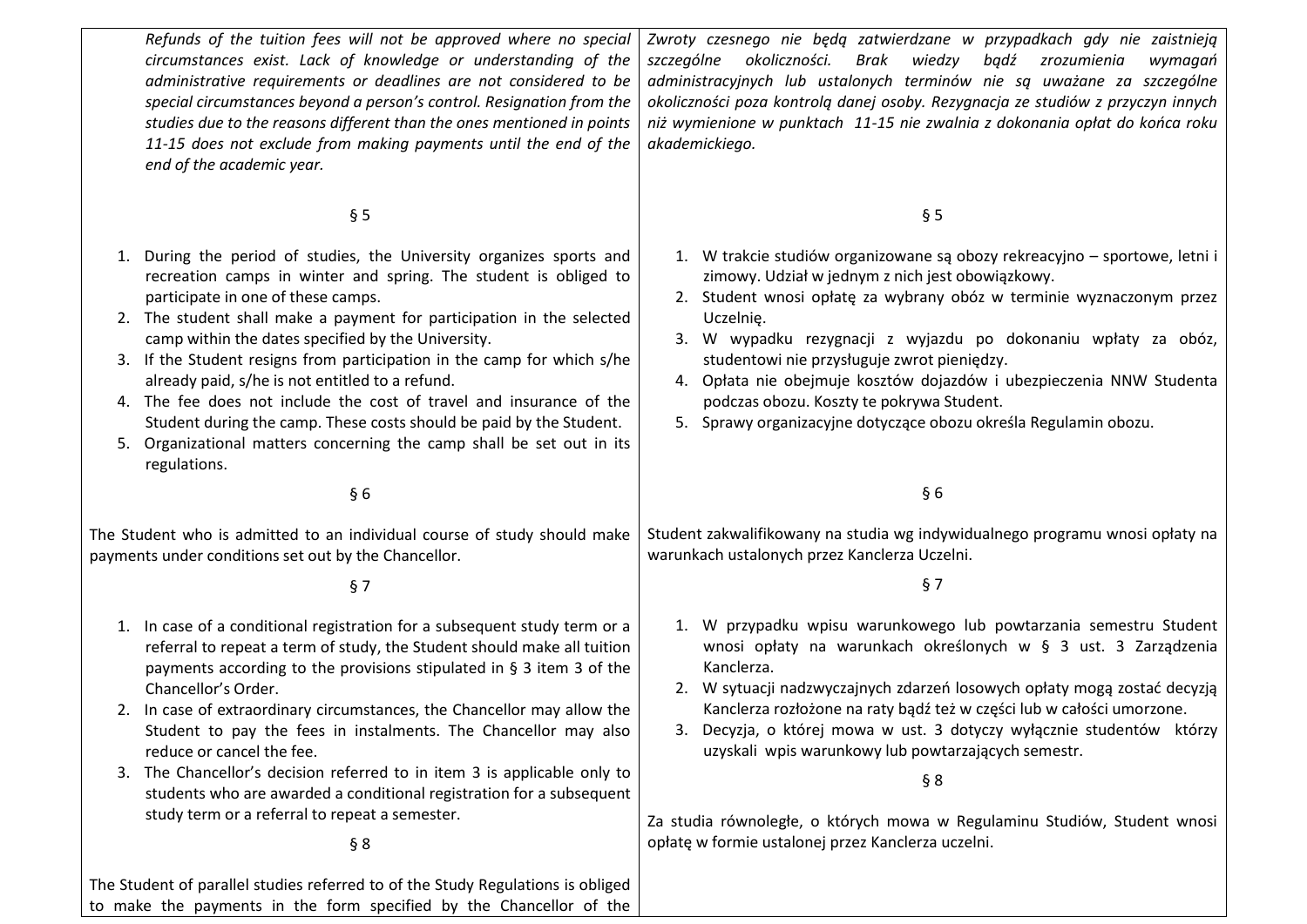*Refunds of the tuition fees will not be approved where no special circumstances exist. Lack of knowledge or understanding of the administrative requirements or deadlines are not considered to be special circumstances beyond a person's control. Resignation from the studies due to the reasons different than the ones mentioned in points 11-15 does not exclude from making payments until the end of the end of the academic year.*

*Zwroty czesnego nie będą zatwierdzane w przypadkach gdy nie zaistnieją szczególne okoliczności. Brak wiedzy bądź zrozumienia wymagań administracyjnych lub ustalonych terminów nie są uważane za szczególne okoliczności poza kontrolą danej osoby. Rezygnacja ze studiów z przyczyn innych niż wymienione w punktach 11-15 nie zwalnia z dokonania opłat do końca roku akademickiego.*

§ 5

1. During the period of studies, the University organizes sports and recreation camps in winter and spring. The student is obliged to participate in one of these camps.
2. The student shall make a payment for participation in the selected camp within the dates specified by the University.
3. If the Student resigns from participation in the camp for which s/he already paid, s/he is not entitled to a refund.
4. The fee does not include the cost of travel and insurance of the Student during the camp. These costs should be paid by the Student.
5. Organizational matters concerning the camp shall be set out in its regulations.

§ 5

1. W trakcie studiów organizowane są obozy rekreacyjno – sportowe, letni i zimowy. Udział w jednym z nich jest obowiązkowy.
2. Student wnosi opłatę za wybrany obóz w terminie wyznaczonym przez Uczelnię.
3. W wypadku rezygnacji z wyjazdu po dokonaniu wpłaty za obóz, studentowi nie przysługuje zwrot pieniędzy.
4. Opłata nie obejmuje kosztów dojazdów i ubezpieczenia NNW Studenta podczas obozu. Koszty te pokrywa Student.
5. Sprawy organizacyjne dotyczące obozu określa Regulamin obozu.

§ 6

The Student who is admitted to an individual course of study should make payments under conditions set out by the Chancellor.

§ 6

Student zakwalifikowany na studia wg indywidualnego programu wnosi opłaty na warunkach ustalonych przez Kanclerza Uczelni.

§ 7

1. In case of a conditional registration for a subsequent study term or a referral to repeat a term of study, the Student should make all tuition payments according to the provisions stipulated in § 3 item 3 of the Chancellor's Order.
2. In case of extraordinary circumstances, the Chancellor may allow the Student to pay the fees in instalments. The Chancellor may also reduce or cancel the fee.
3. The Chancellor's decision referred to in item 3 is applicable only to students who are awarded a conditional registration for a subsequent study term or a referral to repeat a semester.

§ 7

1. W przypadku wpisu warunkowego lub powtarzania semestru Student wnosi opłaty na warunkach określonych w § 3 ust. 3 Zarządzenia Kanclerza.
2. W sytuacji nadzwyczajnych zdarzeń losowych opłaty mogą zostać decyzją Kanclerza rozłożone na raty bądź też w części lub w całości umorzone.
3. Decyzja, o której mowa w ust. 3 dotyczy wyłącznie studentów którzy uzyskali wpis warunkowy lub powtarzających semestr.

§ 8

The Student of parallel studies referred to of the Study Regulations is obliged to make the payments in the form specified by the Chancellor of the

§ 8

Za studia równoległe, o których mowa w Regulaminu Studiów, Student wnosi opłatę w formie ustalonej przez Kanclerza uczelni.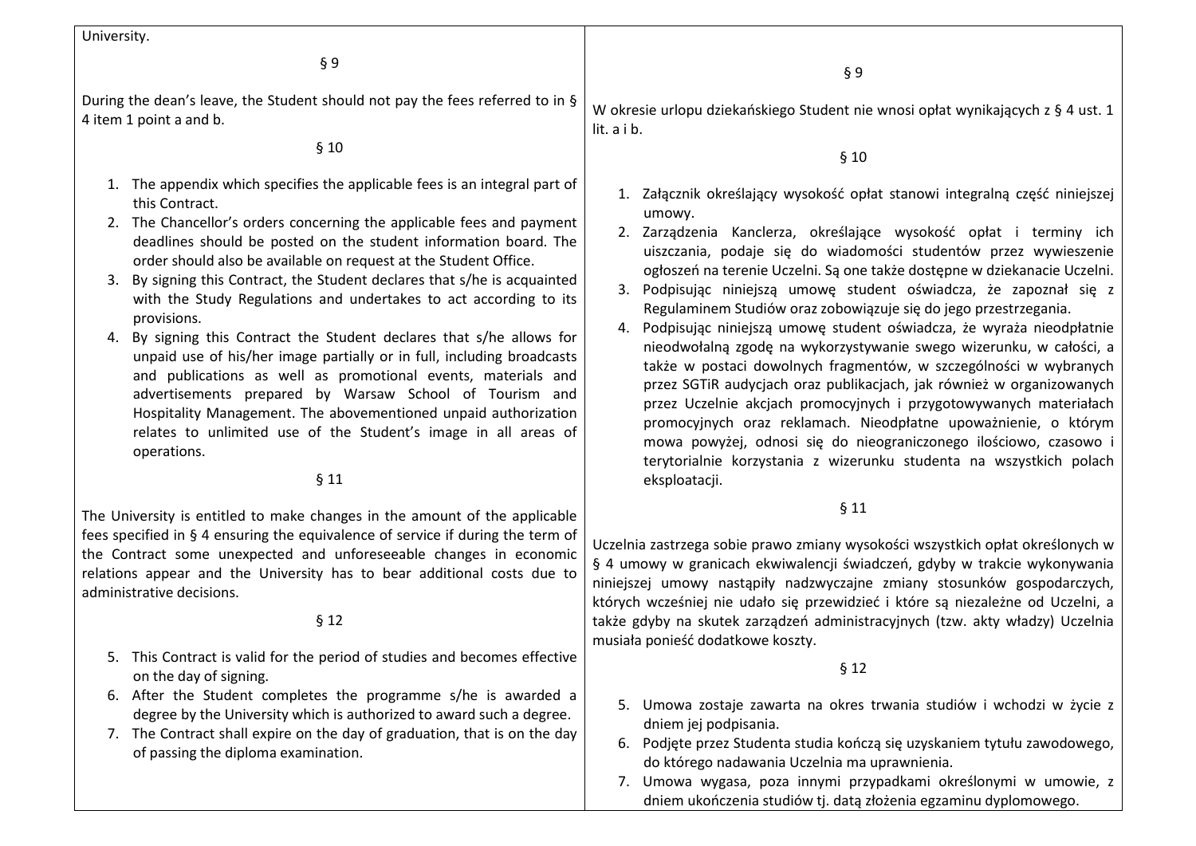University.

§ 9

During the dean's leave, the Student should not pay the fees referred to in § 4 item 1 point a and b.

§ 10

1. The appendix which specifies the applicable fees is an integral part of this Contract.
2. The Chancellor's orders concerning the applicable fees and payment deadlines should be posted on the student information board. The order should also be available on request at the Student Office.
3. By signing this Contract, the Student declares that s/he is acquainted with the Study Regulations and undertakes to act according to its provisions.
4. By signing this Contract the Student declares that s/he allows for unpaid use of his/her image partially or in full, including broadcasts and publications as well as promotional events, materials and advertisements prepared by Warsaw School of Tourism and Hospitality Management. The abovementioned unpaid authorization relates to unlimited use of the Student's image in all areas of operations.

§ 11

The University is entitled to make changes in the amount of the applicable fees specified in § 4 ensuring the equivalence of service if during the term of the Contract some unexpected and unforeseeable changes in economic relations appear and the University has to bear additional costs due to administrative decisions.

§ 12

5. This Contract is valid for the period of studies and becomes effective on the day of signing.
6. After the Student completes the programme s/he is awarded a degree by the University which is authorized to award such a degree.
7. The Contract shall expire on the day of graduation, that is on the day of passing the diploma examination.

§ 9

W okresie urlopu dziekańskiego Student nie wnosi opłat wynikających z § 4 ust. 1 lit. a i b.

§ 10

1. Załącznik określający wysokość opłat stanowi integralną część niniejszej umowy.
2. Zarządzenia Kanclerza, określające wysokość opłat i terminy ich uiszczania, podaje się do wiadomości studentów przez wywieszenie ogłoszeń na terenie Uczelni. Są one także dostępne w dziekanacie Uczelni.
3. Podpisując niniejszą umowę student oświadcza, że zapoznał się z Regulaminem Studiów oraz zobowiązuje się do jego przestrzegania.
4. Podpisując niniejszą umowę student oświadcza, że wyraża nieodpłatnie nieodwołalną zgodę na wykorzystywanie swego wizerunku, w całości, a także w postaci dowolnych fragmentów, w szczególności w wybranych przez SGTiR audycjach oraz publikacjach, jak również w organizowanych przez Uczelnie akcjach promocyjnych i przygotowywanych materiałach promocyjnych oraz reklamach. Nieodpłatne upoważnienie, o którym mowa powyżej, odnosi się do nieograniczonego ilościowo, czasowo i terytorialnie korzystania z wizerunku studenta na wszystkich polach eksploatacji.

§ 11

Uczelnia zastrzega sobie prawo zmiany wysokości wszystkich opłat określonych w § 4 umowy w granicach ekwiwalencji świadczeń, gdyby w trakcie wykonywania niniejszej umowy nastąpiły nadzwyczajne zmiany stosunków gospodarczych, których wcześniej nie udało się przewidzieć i które są niezależne od Uczelni, a także gdyby na skutek zarządzeń administracyjnych (tzw. akty władzy) Uczelnia musiała ponieść dodatkowe koszty.

§ 12

5. Umowa zostaje zawarta na okres trwania studiów i wchodzi w życie z dniem jej podpisania.
6. Podjęte przez Studenta studia kończą się uzyskaniem tytułu zawodowego, do którego nadawania Uczelnia ma uprawnienia.
7. Umowa wygasa, poza innymi przypadkami określonymi w umowie, z dniem ukończenia studiów tj. datą złożenia egzaminu dyplomowego.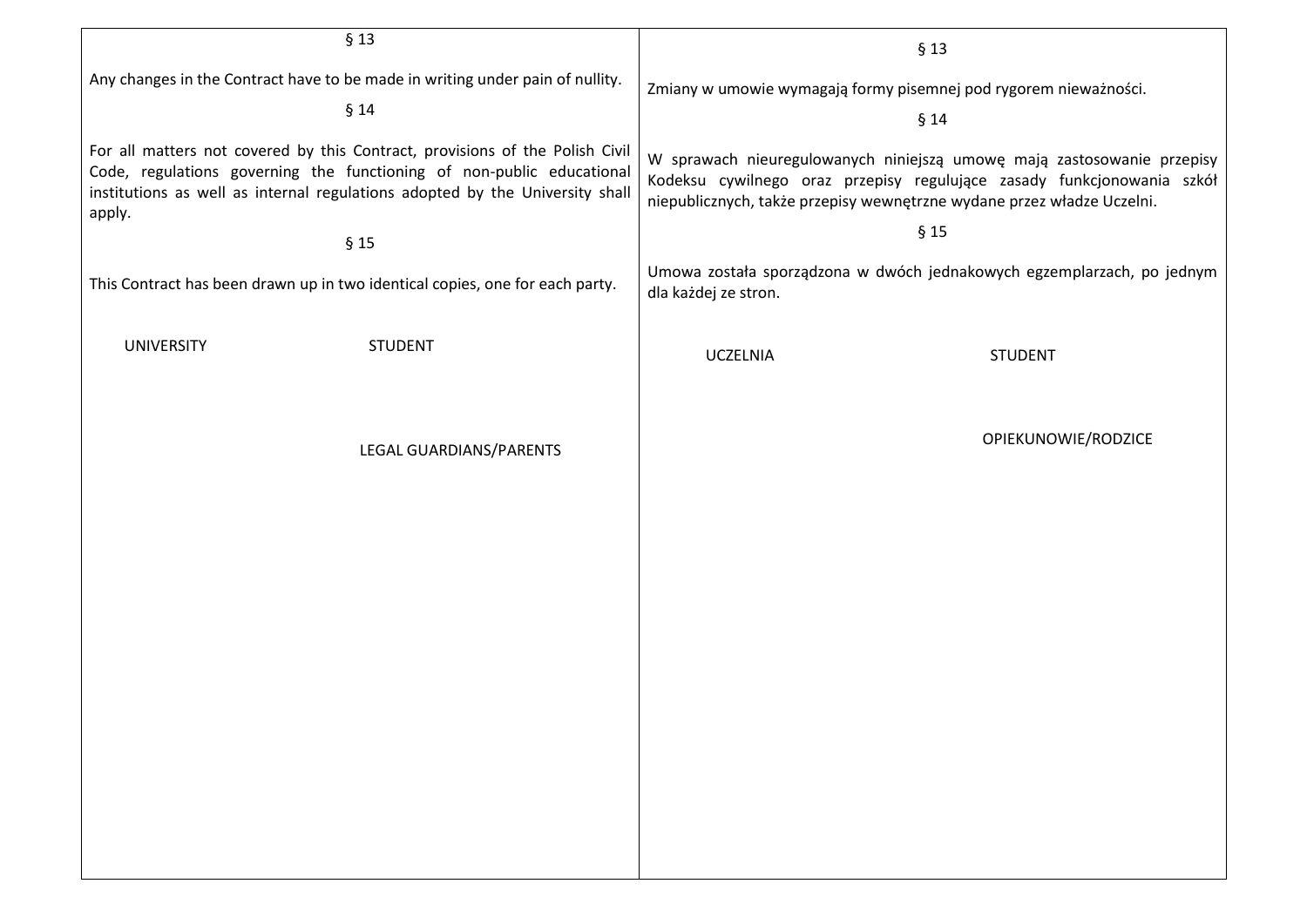§ 13

Any changes in the Contract have to be made in writing under pain of nullity.

§ 14

For all matters not covered by this Contract, provisions of the Polish Civil Code, regulations governing the functioning of non-public educational institutions as well as internal regulations adopted by the University shall apply.

§ 15

This Contract has been drawn up in two identical copies, one for each party.

UNIVERSITY STUDENT

LEGAL GUARDIANS/PARENTS

§ 13

Zmiany w umowie wymagają formy pisemnej pod rygorem nieważności.

§ 14

W sprawach nieuregulowanych niniejszą umowę mają zastosowanie przepisy Kodeksu cywilnego oraz przepisy regulujące zasady funkcjonowania szkół niepublicznych, także przepisy wewnętrzne wydane przez władze Uczelni.

§ 15

Umowa została sporządzona w dwóch jednakowych egzemplarzach, po jednym dla każdej ze stron.

UCZELNIA STUDENT

OPIEKUNOWIE/RODZICE